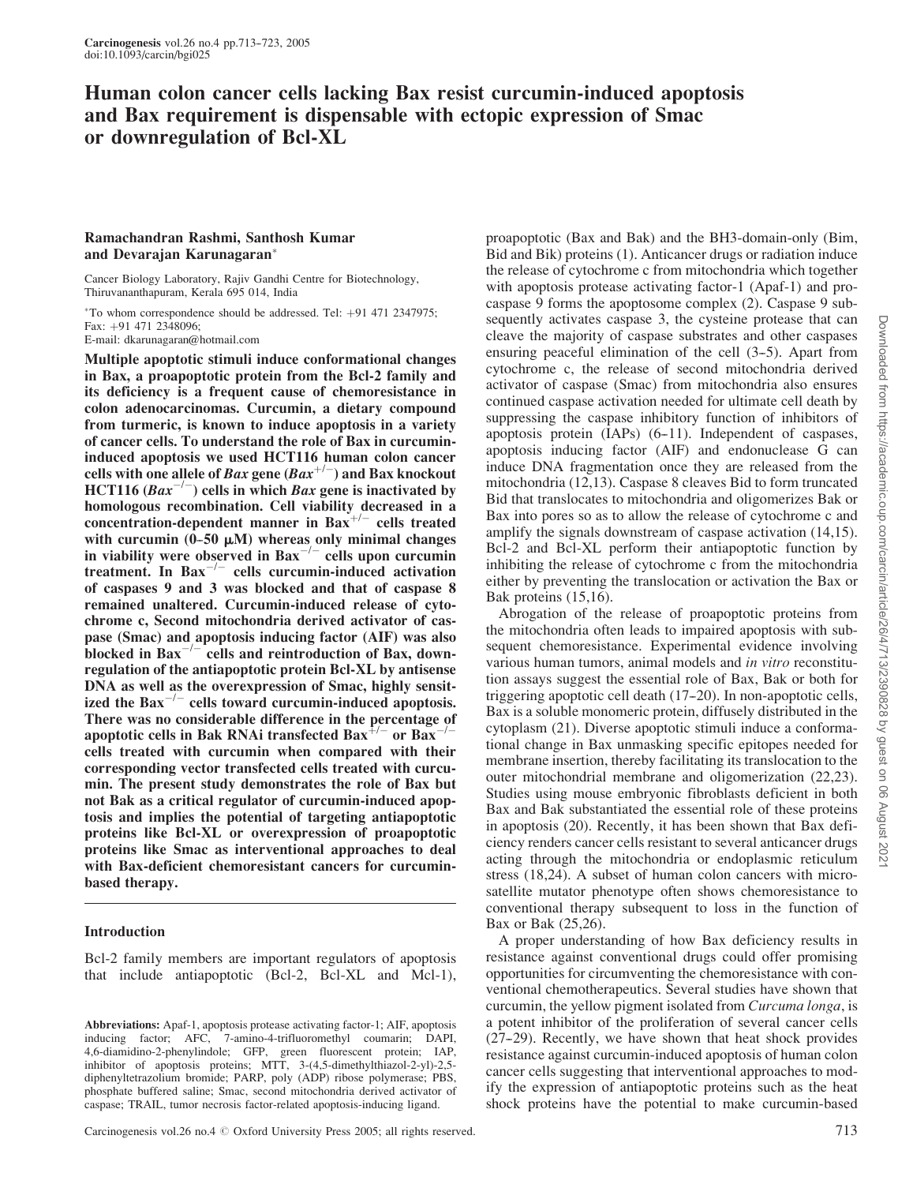# Human colon cancer cells lacking Bax resist curcumin-induced apoptosis and Bax requirement is dispensable with ectopic expression of Smac or downregulation of Bcl-XL

**Ramachandran Rashmi, Santhosh Kumar and Devarajan Karunagaran***

Cancer Biology Laboratory, Rajiv Gandhi Centre for Biotechnology, Thiruvananthapuram, Kerala 695 014, India

*To whom correspondence should be addressed. Tel: +91 471 2347975; Fax: +91 471 2348096;
E-mail: dkarunagaran@hotmail.com

**Multiple apoptotic stimuli induce conformational changes in Bax, a proapoptotic protein from the Bcl-2 family and its deficiency is a frequent cause of chemoresistance in colon adenocarcinomas. Curcumin, a dietary compound from turmeric, is known to induce apoptosis in a variety of cancer cells. To understand the role of Bax in curcumin-induced apoptosis we used HCT116 human colon cancer cells with one allele of *Bax* gene (*Bax*$^{+/-}$) and Bax knockout HCT116 (*Bax*$^{-/-}$) cells in which *Bax* gene is inactivated by homologous recombination. Cell viability decreased in a concentration-dependent manner in Bax$^{+/-}$ cells treated with curcumin (0–50 μM) whereas only minimal changes in viability were observed in Bax$^{-/-}$ cells upon curcumin treatment. In Bax$^{-/-}$ cells curcumin-induced activation of caspases 9 and 3 was blocked and that of caspase 8 remained unaltered. Curcumin-induced release of cytochrome c, Second mitochondria derived activator of caspase (Smac) and apoptosis inducing factor (AIF) was also blocked in Bax$^{-/-}$ cells and reintroduction of Bax, downregulation of the antiapoptotic protein Bcl-XL by antisense DNA as well as the overexpression of Smac, highly sensitized the Bax$^{-/-}$ cells toward curcumin-induced apoptosis. There was no considerable difference in the percentage of apoptotic cells in Bak RNAi transfected Bax$^{+/-}$ or Bax$^{-/-}$ cells treated with curcumin when compared with their corresponding vector transfected cells treated with curcumin. The present study demonstrates the role of Bax but not Bak as a critical regulator of curcumin-induced apoptosis and implies the potential of targeting antiapoptotic proteins like Bcl-XL or overexpression of proapoptotic proteins like Smac as interventional approaches to deal with Bax-deficient chemoresistant cancers for curcumin-based therapy.**

## Introduction

Bcl-2 family members are important regulators of apoptosis that include antiapoptotic (Bcl-2, Bcl-XL and Mcl-1), proapoptotic (Bax and Bak) and the BH3-domain-only (Bim, Bid and Bik) proteins (1). Anticancer drugs or radiation induce the release of cytochrome c from mitochondria which together with apoptosis protease activating factor-1 (Apaf-1) and procaspase 9 forms the apoptosome complex (2). Caspase 9 subsequently activates caspase 3, the cysteine protease that can cleave the majority of caspase substrates and other caspases ensuring peaceful elimination of the cell (3–5). Apart from cytochrome c, the release of second mitochondria derived activator of caspase (Smac) from mitochondria also ensures continued caspase activation needed for ultimate cell death by suppressing the caspase inhibitory function of inhibitors of apoptosis protein (IAPs) (6–11). Independent of caspases, apoptosis inducing factor (AIF) and endonuclease G can induce DNA fragmentation once they are released from the mitochondria (12,13). Caspase 8 cleaves Bid to form truncated Bid that translocates to mitochondria and oligomerizes Bak or Bax into pores so as to allow the release of cytochrome c and amplify the signals downstream of caspase activation (14,15). Bcl-2 and Bcl-XL perform their antiapoptotic function by inhibiting the release of cytochrome c from the mitochondria either by preventing the translocation or activation the Bax or Bak proteins (15,16).

Abrogation of the release of proapoptotic proteins from the mitochondria often leads to impaired apoptosis with subsequent chemoresistance. Experimental evidence involving various human tumors, animal models and *in vitro* reconstitution assays suggest the essential role of Bax, Bak or both for triggering apoptotic cell death (17–20). In non-apoptotic cells, Bax is a soluble monomeric protein, diffusely distributed in the cytoplasm (21). Diverse apoptotic stimuli induce a conformational change in Bax unmasking specific epitopes needed for membrane insertion, thereby facilitating its translocation to the outer mitochondrial membrane and oligomerization (22,23). Studies using mouse embryonic fibroblasts deficient in both Bax and Bak substantiated the essential role of these proteins in apoptosis (20). Recently, it has been shown that Bax deficiency renders cancer cells resistant to several anticancer drugs acting through the mitochondria or endoplasmic reticulum stress (18,24). A subset of human colon cancers with microsatellite mutator phenotype often shows chemoresistance to conventional therapy subsequent to loss in the function of Bax or Bak (25,26).

A proper understanding of how Bax deficiency results in resistance against conventional drugs could offer promising opportunities for circumventing the chemoresistance with conventional chemotherapeutics. Several studies have shown that curcumin, the yellow pigment isolated from *Curcuma longa*, is a potent inhibitor of the proliferation of several cancer cells (27–29). Recently, we have shown that heat shock provides resistance against curcumin-induced apoptosis of human colon cancer cells suggesting that interventional approaches to modify the expression of antiapoptotic proteins such as the heat shock proteins have the potential to make curcumin-based

---

**Abbreviations:** Apaf-1, apoptosis protease activating factor-1; AIF, apoptosis inducing factor; AFC, 7-amino-4-trifluoromethyl coumarin; DAPI, 4,6-diamidino-2-phenylindole; GFP, green fluorescent protein; IAP, inhibitor of apoptosis proteins; MTT, 3-(4,5-dimethylthiazol-2-yl)-2,5-diphenyltetrazolium bromide; PARP, poly (ADP) ribose polymerase; PBS, phosphate buffered saline; Smac, second mitochondria derived activator of caspase; TRAIL, tumor necrosis factor-related apoptosis-inducing ligand.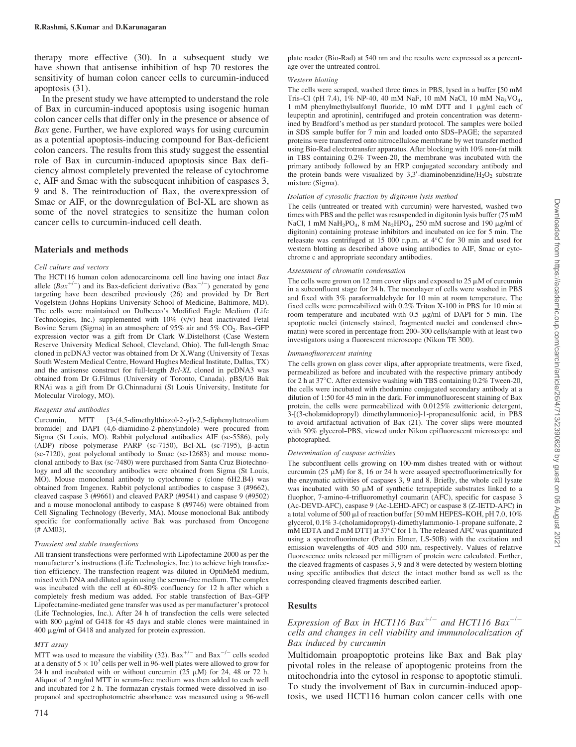therapy more effective (30). In a subsequent study we have shown that antisense inhibition of hsp 70 restores the sensitivity of human colon cancer cells to curcumin-induced apoptosis (31).

In the present study we have attempted to understand the role of Bax in curcumin-induced apoptosis using isogenic human colon cancer cells that differ only in the presence or absence of *Bax* gene. Further, we have explored ways for using curcumin as a potential apoptosis-inducing compound for Bax-deficient colon cancers. The results from this study suggest the essential role of Bax in curcumin-induced apoptosis since Bax deficiency almost completely prevented the release of cytochrome c, AIF and Smac with the subsequent inhibition of caspases 3, 9 and 8. The reintroduction of Bax, the overexpression of Smac or AIF, or the downregulation of Bcl-XL are shown as some of the novel strategies to sensitize the human colon cancer cells to curcumin-induced cell death.

## Materials and methods

### *Cell culture and vectors*

The HCT116 human colon adenocarcinoma cell line having one intact *Bax* allele ($Bax^{+/-}$) and its Bax-deficient derivative ($Bax^{-/-}$) generated by gene targeting have been described previously (26) and provided by Dr Bert Vogelstein (Johns Hopkins University School of Medicine, Baltimore, MD). The cells were maintained on Dulbecco's Modified Eagle Medium (Life Technologies, Inc.) supplemented with 10% (v/v) heat inactivated Fetal Bovine Serum (Sigma) in an atmosphere of 95% air and 5% $CO_2$. Bax–GFP expression vector was a gift from Dr Clark W.Distelhorst (Case Western Reserve University Medical School, Cleveland, Ohio). The full-length Smac cloned in pcDNA3 vector was obtained from Dr X.Wang (University of Texas South Western Medical Centre, Howard Hughes Medical Institute, Dallas, TX) and the antisense construct for full-length *Bcl-XL* cloned in pcDNA3 was obtained from Dr G.Filmus (University of Toronto, Canada). pBS/U6 Bak RNAi was a gift from Dr G.Chinnadurai (St Louis University, Institute for Molecular Virology, MO).

### *Reagents and antibodies*

Curcumin, MTT [3-(4,5-dimethylthiazol-2-yl)-2,5-diphenyltetrazolium bromide] and DAPI (4,6-diamidino-2-phenylindole) were procured from Sigma (St Louis, MO). Rabbit polyclonal antibodies AIF (sc-5586), poly (ADP) ribose polymerase PARP (sc-7150), Bcl-XL (sc-7195), β-actin (sc-7120), goat polyclonal antibody to Smac (sc-12683) and mouse monoclonal antibody to Bax (sc-7480) were purchased from Santa Cruz Biotechnology and all the secondary antibodies were obtained from Sigma (St Louis, MO). Mouse monoclonal antibody to cytochrome c (clone 6H2.B4) was obtained from Imgenex. Rabbit polyclonal antibodies to caspase 3 (#9662), cleaved caspase 3 (#9661) and cleaved PARP (#9541) and caspase 9 (#9502) and a mouse monoclonal antibody to caspase 8 (#9746) were obtained from Cell Signaling Technology (Beverly, MA). Mouse monoclonal Bak antibody specific for conformationally active Bak was purchased from Oncogene (# AM03).

### *Transient and stable transfections*

All transient transfections were performed with Lipofectamine 2000 as per the manufacturer's instructions (Life Technologies, Inc.) to achieve high transfection efficiency. The transfection reagent was diluted in OptiMeM medium, mixed with DNA and diluted again using the serum-free medium. The complex was incubated with the cell at 60–80% confluency for 12 h after which a completely fresh medium was added. For stable transfection of Bax–GFP Lipofectamine-mediated gene transfer was used as per manufacturer's protocol (Life Technologies, Inc.). After 24 h of transfection the cells were selected with 800 μg/ml of G418 for 45 days and stable clones were maintained in 400 μg/ml of G418 and analyzed for protein expression.

### *MTT assay*

MTT was used to measure the viability (32). $Bax^{+/-}$ and $Bax^{-/-}$ cells seeded at a density of $5 \times 10^3$ cells per well in 96-well plates were allowed to grow for 24 h and incubated with or without curcumin (25 μM) for 24, 48 or 72 h. Aliquot of 2 mg/ml MTT in serum-free medium was then added to each well and incubated for 2 h. The formazan crystals formed were dissolved in isopropanol and spectrophotometric absorbance was measured using a 96-well plate reader (Bio-Rad) at 540 nm and the results were expressed as a percentage over the untreated control.

### *Western blotting*

The cells were scraped, washed three times in PBS, lysed in a buffer [50 mM Tris–Cl (pH 7.4), 1% NP-40, 40 mM NaF, 10 mM NaCl, 10 mM $Na_3VO_4$, 1 mM phenylmethylsulfonyl fluoride, 10 mM DTT and 1 μg/ml each of leupeptin and aprotinin], centrifuged and protein concentration was determined by Bradford's method as per standard protocol. The samples were boiled in SDS sample buffer for 7 min and loaded onto SDS–PAGE; the separated proteins were transferred onto nitrocellulose membrane by wet transfer method using Bio-Rad electrotransfer apparatus. After blocking with 10% non-fat milk in TBS containing 0.2% Tween-20, the membrane was incubated with the primary antibody followed by an HRP conjugated secondary antibody and the protein bands were visualized by 3,3′-diaminobenzidine/$H_2O_2$ substrate mixture (Sigma).

### *Isolation of cytosolic fraction by digitonin lysis method*

The cells (untreated or treated with curcumin) were harvested, washed two times with PBS and the pellet was resuspended in digitonin lysis buffer (75 mM NaCl, 1 mM $NaH_2PO_4$, 8 mM $Na_2HPO_4$, 250 mM sucrose and 190 μg/ml of digitonin) containing protease inhibitors and incubated on ice for 5 min. The releasate was centrifuged at 15 000 r.p.m. at 4°C for 30 min and used for western blotting as described above using antibodies to AIF, Smac or cytochrome c and appropriate secondary antibodies.

### *Assessment of chromatin condensation*

The cells were grown on 12 mm cover slips and exposed to 25 μM of curcumin in a subconfluent stage for 24 h. The monolayer of cells were washed in PBS and fixed with 3% paraformaldehyde for 10 min at room temperature. The fixed cells were permeabilized with 0.2% Triton X-100 in PBS for 10 min at room temperature and incubated with 0.5 μg/ml of DAPI for 5 min. The apoptotic nuclei (intensely stained, fragmented nuclei and condensed chromatin) were scored in percentage from 200–300 cells/sample with at least two investigators using a fluorescent microscope (Nikon TE 300).

### *Immunofluorescent staining*

The cells grown on glass cover slips, after appropriate treatments, were fixed, permeabilized as before and incubated with the respective primary antibody for 2 h at 37°C. After extensive washing with TBS containing 0.2% Tween-20, the cells were incubated with rhodamine conjugated secondary antibody at a dilution of 1:50 for 45 min in the dark. For immunofluorescent staining of Bax protein, the cells were permeabilized with 0.0125% zwitterionic detergent, 3-[(3-cholamidopropyl) dimethylammonio]-1-propanesulfonic acid, in PBS to avoid artifactual activation of Bax (21). The cover slips were mounted with 50% glycerol–PBS, viewed under Nikon epifluorescent microscope and photographed.

### *Determination of caspase activities*

The subconfluent cells growing on 100-mm dishes treated with or without curcumin (25 μM) for 8, 16 or 24 h were assayed spectrofluorimetrically for the enzymatic activities of caspases 3, 9 and 8. Briefly, the whole cell lysate was incubated with 50 μM of synthetic tetrapeptide substrates linked to a fluophor, 7-amino-4-trifluoromethyl coumarin (AFC), specific for caspase 3 (Ac-DEVD-AFC), caspase 9 (Ac-LEHD-AFC) or caspase 8 (Z-IETD-AFC) in a total volume of 500 μl of reaction buffer [50 mM HEPES–KOH, pH 7.0, 10% glycerol, 0.1% 3-(cholamidopropyl)-dimethylammonio-1-propane sulfonate, 2 mM EDTA and 2 mM DTT] at 37°C for 1 h. The released AFC was quantitated using a spectrofluorimeter (Perkin Elmer, LS-50B) with the excitation and emission wavelengths of 405 and 500 nm, respectively. Values of relative fluorescence units released per milligram of protein were calculated. Further, the cleaved fragments of caspases 3, 9 and 8 were detected by western blotting using specific antibodies that detect the intact mother band as well as the corresponding cleaved fragments described earlier.

## Results

### *Expression of Bax in HCT116 $Bax^{+/-}$ and HCT116 $Bax^{-/-}$ cells and changes in cell viability and immunolocalization of Bax induced by curcumin*

Multidomain proapoptotic proteins like Bax and Bak play pivotal roles in the release of apoptogenic proteins from the mitochondria into the cytosol in response to apoptotic stimuli. To study the involvement of Bax in curcumin-induced apoptosis, we used HCT116 human colon cancer cells with one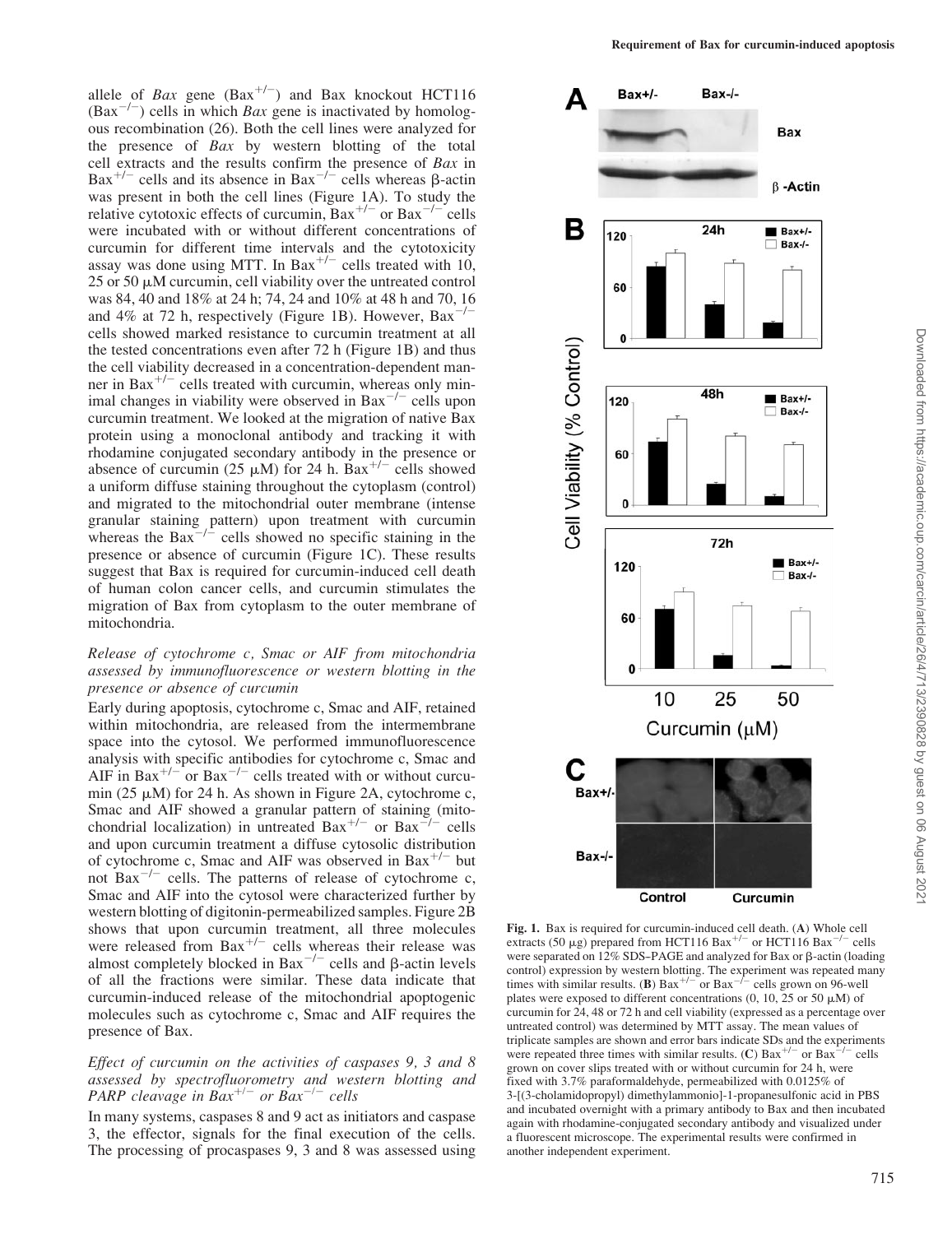allele of *Bax* gene ($Bax^{+/-}$) and Bax knockout HCT116 ($Bax^{-/-}$) cells in which *Bax* gene is inactivated by homologous recombination (26). Both the cell lines were analyzed for the presence of *Bax* by western blotting of the total cell extracts and the results confirm the presence of *Bax* in $Bax^{+/-}$ cells and its absence in $Bax^{-/-}$ cells whereas β-actin was present in both the cell lines (Figure 1A). To study the relative cytotoxic effects of curcumin, $Bax^{+/-}$ or $Bax^{-/-}$ cells were incubated with or without different concentrations of curcumin for different time intervals and the cytotoxicity assay was done using MTT. In $Bax^{+/-}$ cells treated with 10, 25 or 50 μM curcumin, cell viability over the untreated control was 84, 40 and 18% at 24 h; 74, 24 and 10% at 48 h and 70, 16 and 4% at 72 h, respectively (Figure 1B). However, $Bax^{-/-}$ cells showed marked resistance to curcumin treatment at all the tested concentrations even after 72 h (Figure 1B) and thus the cell viability decreased in a concentration-dependent manner in $Bax^{+/-}$ cells treated with curcumin, whereas only minimal changes in viability were observed in $Bax^{-/-}$ cells upon curcumin treatment. We looked at the migration of native Bax protein using a monoclonal antibody and tracking it with rhodamine conjugated secondary antibody in the presence or absence of curcumin (25 μM) for 24 h. $Bax^{+/-}$ cells showed a uniform diffuse staining throughout the cytoplasm (control) and migrated to the mitochondrial outer membrane (intense granular staining pattern) upon treatment with curcumin whereas the $Bax^{-/-}$ cells showed no specific staining in the presence or absence of curcumin (Figure 1C). These results suggest that Bax is required for curcumin-induced cell death of human colon cancer cells, and curcumin stimulates the migration of Bax from cytoplasm to the outer membrane of mitochondria.

### *Release of cytochrome c, Smac or AIF from mitochondria assessed by immunofluorescence or western blotting in the presence or absence of curcumin*

Early during apoptosis, cytochrome c, Smac and AIF, retained within mitochondria, are released from the intermembrane space into the cytosol. We performed immunofluorescence analysis with specific antibodies for cytochrome c, Smac and AIF in $Bax^{+/-}$ or $Bax^{-/-}$ cells treated with or without curcumin (25 μM) for 24 h. As shown in Figure 2A, cytochrome c, Smac and AIF showed a granular pattern of staining (mitochondrial localization) in untreated $Bax^{+/-}$ or $Bax^{-/-}$ cells and upon curcumin treatment a diffuse cytosolic distribution of cytochrome c, Smac and AIF was observed in $Bax^{+/-}$ but not $Bax^{-/-}$ cells. The patterns of release of cytochrome c, Smac and AIF into the cytosol were characterized further by western blotting of digitonin-permeabilized samples. Figure 2B shows that upon curcumin treatment, all three molecules were released from $Bax^{+/-}$ cells whereas their release was almost completely blocked in $Bax^{-/-}$ cells and β-actin levels of all the fractions were similar. These data indicate that curcumin-induced release of the mitochondrial apoptogenic molecules such as cytochrome c, Smac and AIF requires the presence of Bax.

### *Effect of curcumin on the activities of caspases 9, 3 and 8 assessed by spectrofluorometry and western blotting and PARP cleavage in $Bax^{+/-}$ or $Bax^{-/-}$ cells*

In many systems, caspases 8 and 9 act as initiators and caspase 3, the effector, signals for the final execution of the cells. The processing of procaspases 9, 3 and 8 was assessed using

**Fig. 1.** Bax is required for curcumin-induced cell death. (**A**) Whole cell extracts (50 μg) prepared from HCT116 $Bax^{+/-}$ or HCT116 $Bax^{-/-}$ cells were separated on 12% SDS–PAGE and analyzed for Bax or β-actin (loading control) expression by western blotting. The experiment was repeated many times with similar results. (**B**) $Bax^{+/-}$ or $Bax^{-/-}$ cells grown on 96-well plates were exposed to different concentrations (0, 10, 25 or 50 μM) of curcumin for 24, 48 or 72 h and cell viability (expressed as a percentage over untreated control) was determined by MTT assay. The mean values of triplicate samples are shown and error bars indicate SDs and the experiments were repeated three times with similar results. (**C**) $Bax^{+/-}$ or $Bax^{-/-}$ cells grown on cover slips treated with or without curcumin for 24 h, were fixed with 3.7% paraformaldehyde, permeabilized with 0.0125% of 3-[(3-cholamidopropyl) dimethylammonio]-1-propanesulfonic acid in PBS and incubated overnight with a primary antibody to Bax and then incubated again with rhodamine-conjugated secondary antibody and visualized under a fluorescent microscope. The experimental results were confirmed in another independent experiment.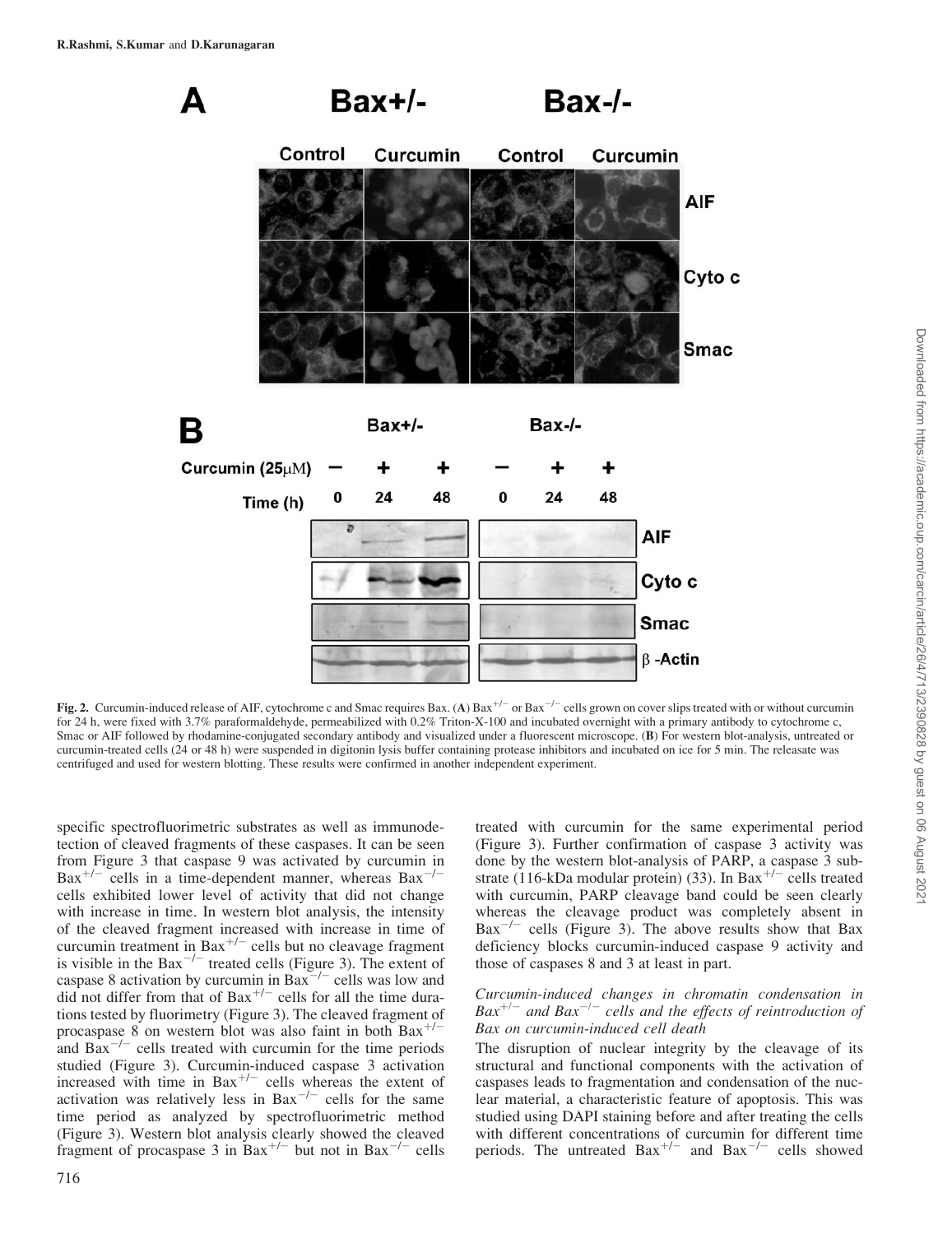**Fig. 2.** Curcumin-induced release of AIF, cytochrome c and Smac requires Bax. (**A**) $Bax^{+/-}$ or $Bax^{-/-}$ cells grown on cover slips treated with or without curcumin for 24 h, were fixed with 3.7% paraformaldehyde, permeabilized with 0.2% Triton-X-100 and incubated overnight with a primary antibody to cytochrome c, Smac or AIF followed by rhodamine-conjugated secondary antibody and visualized under a fluorescent microscope. (**B**) For western blot-analysis, untreated or curcumin-treated cells (24 or 48 h) were suspended in digitonin lysis buffer containing protease inhibitors and incubated on ice for 5 min. The releasate was centrifuged and used for western blotting. These results were confirmed in another independent experiment.

specific spectrofluorimetric substrates as well as immunodetection of cleaved fragments of these caspases. It can be seen from Figure 3 that caspase 9 was activated by curcumin in $Bax^{+/-}$ cells in a time-dependent manner, whereas $Bax^{-/-}$ cells exhibited lower level of activity that did not change with increase in time. In western blot analysis, the intensity of the cleaved fragment increased with increase in time of curcumin treatment in $Bax^{+/-}$ cells but no cleavage fragment is visible in the $Bax^{-/-}$ treated cells (Figure 3). The extent of caspase 8 activation by curcumin in $Bax^{-/-}$ cells was low and did not differ from that of $Bax^{+/-}$ cells for all the time durations tested by fluorimetry (Figure 3). The cleaved fragment of procaspase 8 on western blot was also faint in both $Bax^{+/-}$ and $Bax^{-/-}$ cells treated with curcumin for the time periods studied (Figure 3). Curcumin-induced caspase 3 activation increased with time in $Bax^{+/-}$ cells whereas the extent of activation was relatively less in $Bax^{-/-}$ cells for the same time period as analyzed by spectrofluorimetric method (Figure 3). Western blot analysis clearly showed the cleaved fragment of procaspase 3 in $Bax^{+/-}$ but not in $Bax^{-/-}$ cells treated with curcumin for the same experimental period (Figure 3). Further confirmation of caspase 3 activity was done by the western blot-analysis of PARP, a caspase 3 substrate (116-kDa modular protein) (33). In $Bax^{+/-}$ cells treated with curcumin, PARP cleavage band could be seen clearly whereas the cleavage product was completely absent in $Bax^{-/-}$ cells (Figure 3). The above results show that Bax deficiency blocks curcumin-induced caspase 9 activity and those of caspases 8 and 3 at least in part.

### *Curcumin-induced changes in chromatin condensation in $Bax^{+/-}$ and $Bax^{-/-}$ cells and the effects of reintroduction of Bax on curcumin-induced cell death*

The disruption of nuclear integrity by the cleavage of its structural and functional components with the activation of caspases leads to fragmentation and condensation of the nuclear material, a characteristic feature of apoptosis. This was studied using DAPI staining before and after treating the cells with different concentrations of curcumin for different time periods. The untreated $Bax^{+/-}$ and $Bax^{-/-}$ cells showed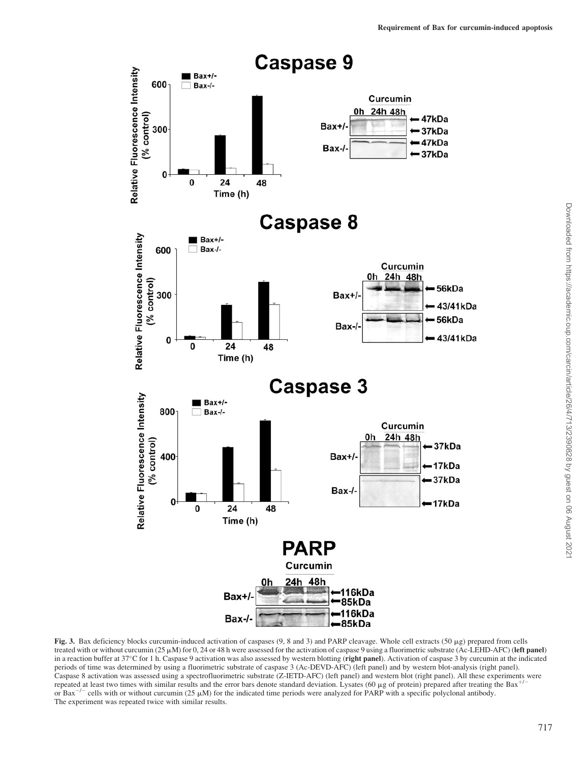**Fig. 3.** Bax deficiency blocks curcumin-induced activation of caspases (9, 8 and 3) and PARP cleavage. Whole cell extracts (50 μg) prepared from cells treated with or without curcumin (25 μM) for 0, 24 or 48 h were assessed for the activation of caspase 9 using a fluorimetric substrate (Ac-LEHD-AFC) (**left panel**) in a reaction buffer at 37°C for 1 h. Caspase 9 activation was also assessed by western blotting (**right panel**). Activation of caspase 3 by curcumin at the indicated periods of time was determined by using a fluorimetric substrate of caspase 3 (Ac-DEVD-AFC) (left panel) and by western blot-analysis (right panel). Caspase 8 activation was assessed using a spectrofluorimetric substrate (Z-IETD-AFC) (left panel) and western blot (right panel). All these experiments were repeated at least two times with similar results and the error bars denote standard deviation. Lysates (60 μg of protein) prepared after treating the $Bax^{+/-}$ or $Bax^{-/-}$ cells with or without curcumin (25 μM) for the indicated time periods were analyzed for PARP with a specific polyclonal antibody. The experiment was repeated twice with similar results.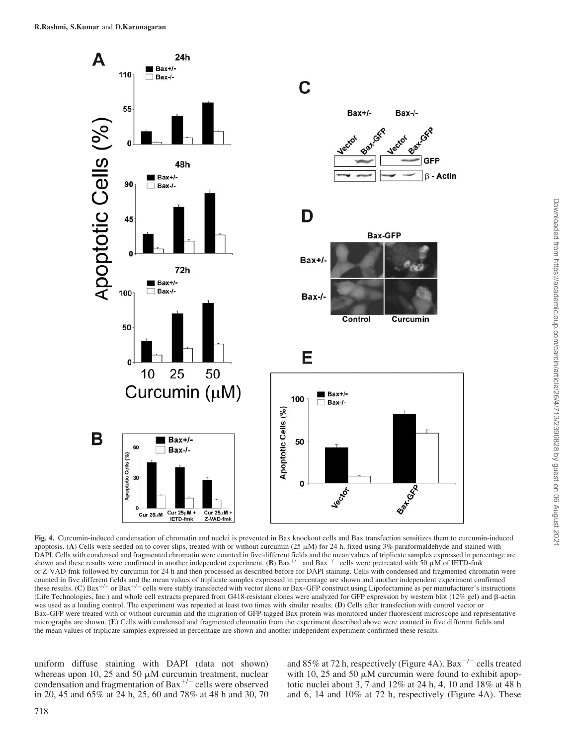**Fig. 4.** Curcumin-induced condensation of chromatin and nuclei is prevented in Bax knockout cells and Bax transfection sensitizes them to curcumin-induced apoptosis. (**A**) Cells were seeded on to cover slips, treated with or without curcumin (25 μM) for 24 h, fixed using 3% paraformaldehyde and stained with DAPI. Cells with condensed and fragmented chromatin were counted in five different fields and the mean values of triplicate samples expressed in percentage are shown and these results were confirmed in another independent experiment. (**B**) $Bax^{+/-}$ and $Bax^{-/-}$ cells were pretreated with 50 μM of IETD-fmk or Z-VAD-fmk followed by curcumin for 24 h and then processed as described before for DAPI staining. Cells with condensed and fragmented chromatin were counted in five different fields and the mean values of triplicate samples expressed in percentage are shown and another independent experiment confirmed these results. (**C**) $Bax^{+/-}$ or $Bax^{-/-}$ cells were stably transfected with vector alone or Bax–GFP construct using Lipofectamine as per manufacturer's instructions (Life Technologies, Inc.) and whole cell extracts prepared from G418-resistant clones were analyzed for GFP expression by western blot (12% gel) and β-actin was used as a loading control. The experiment was repeated at least two times with similar results. (**D**) Cells after transfection with control vector or Bax–GFP were treated with or without curcumin and the migration of GFP-tagged Bax protein was monitored under fluorescent microscope and representative micrographs are shown. (**E**) Cells with condensed and fragmented chromatin from the experiment described above were counted in five different fields and the mean values of triplicate samples expressed in percentage are shown and another independent experiment confirmed these results.

uniform diffuse staining with DAPI (data not shown) whereas upon 10, 25 and 50 μM curcumin treatment, nuclear condensation and fragmentation of $Bax^{+/-}$ cells were observed in 20, 45 and 65% at 24 h, 25, 60 and 78% at 48 h and 30, 70 and 85% at 72 h, respectively (Figure 4A). $Bax^{-/-}$ cells treated with 10, 25 and 50 μM curcumin were found to exhibit apoptotic nuclei about 3, 7 and 12% at 24 h, 4, 10 and 18% at 48 h and 6, 14 and 10% at 72 h, respectively (Figure 4A). These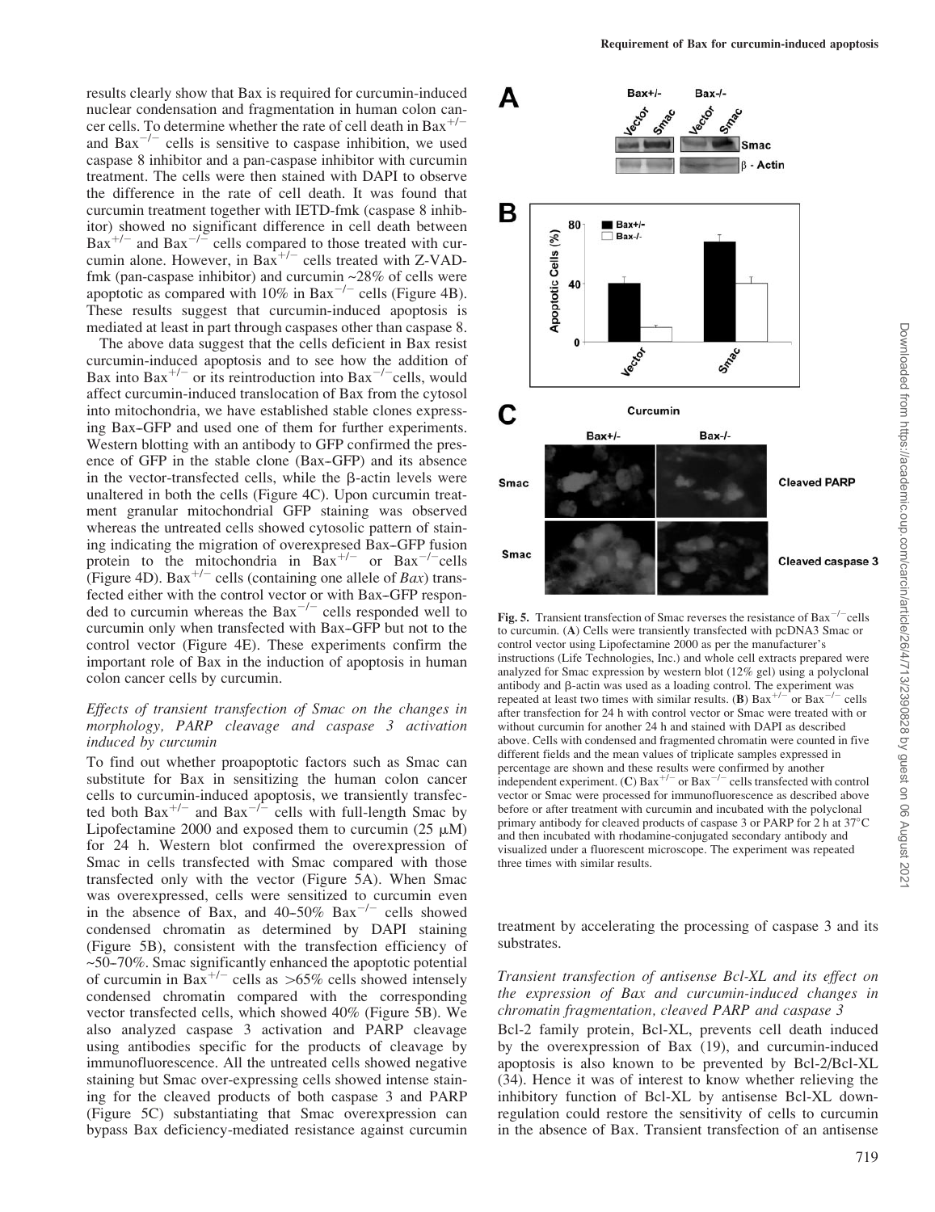results clearly show that Bax is required for curcumin-induced nuclear condensation and fragmentation in human colon cancer cells. To determine whether the rate of cell death in $Bax^{+/-}$ and $Bax^{-/-}$ cells is sensitive to caspase inhibition, we used caspase 8 inhibitor and a pan-caspase inhibitor with curcumin treatment. The cells were then stained with DAPI to observe the difference in the rate of cell death. It was found that curcumin treatment together with IETD-fmk (caspase 8 inhibitor) showed no significant difference in cell death between $Bax^{+/-}$ and $Bax^{-/-}$ cells compared to those treated with curcumin alone. However, in $Bax^{+/-}$ cells treated with Z-VAD-fmk (pan-caspase inhibitor) and curcumin ~28% of cells were apoptotic as compared with 10% in $Bax^{-/-}$ cells (Figure 4B). These results suggest that curcumin-induced apoptosis is mediated at least in part through caspases other than caspase 8.

The above data suggest that the cells deficient in Bax resist curcumin-induced apoptosis and to see how the addition of Bax into $Bax^{+/-}$ or its reintroduction into $Bax^{-/-}$cells, would affect curcumin-induced translocation of Bax from the cytosol into mitochondria, we have established stable clones expressing Bax–GFP and used one of them for further experiments. Western blotting with an antibody to GFP confirmed the presence of GFP in the stable clone (Bax–GFP) and its absence in the vector-transfected cells, while the β-actin levels were unaltered in both the cells (Figure 4C). Upon curcumin treatment granular mitochondrial GFP staining was observed whereas the untreated cells showed cytosolic pattern of staining indicating the migration of overexpresed Bax–GFP fusion protein to the mitochondria in $Bax^{+/-}$ or $Bax^{-/-}$cells (Figure 4D). $Bax^{+/-}$ cells (containing one allele of *Bax*) transfected either with the control vector or with Bax–GFP responded to curcumin whereas the $Bax^{-/-}$ cells responded well to curcumin only when transfected with Bax–GFP but not to the control vector (Figure 4E). These experiments confirm the important role of Bax in the induction of apoptosis in human colon cancer cells by curcumin.

### *Effects of transient transfection of Smac on the changes in morphology, PARP cleavage and caspase 3 activation induced by curcumin*

To find out whether proapoptotic factors such as Smac can substitute for Bax in sensitizing the human colon cancer cells to curcumin-induced apoptosis, we transiently transfected both $Bax^{+/-}$ and $Bax^{-/-}$ cells with full-length Smac by Lipofectamine 2000 and exposed them to curcumin (25 μM) for 24 h. Western blot confirmed the overexpression of Smac in cells transfected with Smac compared with those transfected only with the vector (Figure 5A). When Smac was overexpressed, cells were sensitized to curcumin even in the absence of Bax, and 40–50% $Bax^{-/-}$ cells showed condensed chromatin as determined by DAPI staining (Figure 5B), consistent with the transfection efficiency of ~50–70%. Smac significantly enhanced the apoptotic potential of curcumin in $Bax^{+/-}$ cells as >65% cells showed intensely condensed chromatin compared with the corresponding vector transfected cells, which showed 40% (Figure 5B). We also analyzed caspase 3 activation and PARP cleavage using antibodies specific for the products of cleavage by immunofluorescence. All the untreated cells showed negative staining but Smac over-expressing cells showed intense staining for the cleaved products of both caspase 3 and PARP (Figure 5C) substantiating that Smac overexpression can bypass Bax deficiency-mediated resistance against curcumin treatment by accelerating the processing of caspase 3 and its substrates.

**Fig. 5.** Transient transfection of Smac reverses the resistance of $Bax^{-/-}$cells to curcumin. (**A**) Cells were transiently transfected with pcDNA3 Smac or control vector using Lipofectamine 2000 as per the manufacturer's instructions (Life Technologies, Inc.) and whole cell extracts prepared were analyzed for Smac expression by western blot (12% gel) using a polyclonal antibody and β-actin was used as a loading control. The experiment was repeated at least two times with similar results. (**B**) $Bax^{+/-}$ or $Bax^{-/-}$ cells after transfection for 24 h with control vector or Smac were treated with or without curcumin for another 24 h and stained with DAPI as described above. Cells with condensed and fragmented chromatin were counted in five different fields and the mean values of triplicate samples expressed in percentage are shown and these results were confirmed by another independent experiment. (**C**) $Bax^{+/-}$ or $Bax^{-/-}$ cells transfected with control vector or Smac were processed for immunofluorescence as described above before or after treatment with curcumin and incubated with the polyclonal primary antibody for cleaved products of caspase 3 or PARP for 2 h at 37°C and then incubated with rhodamine-conjugated secondary antibody and visualized under a fluorescent microscope. The experiment was repeated three times with similar results.

### *Transient transfection of antisense Bcl-XL and its effect on the expression of Bax and curcumin-induced changes in chromatin fragmentation, cleaved PARP and caspase 3*

Bcl-2 family protein, Bcl-XL, prevents cell death induced by the overexpression of Bax (19), and curcumin-induced apoptosis is also known to be prevented by Bcl-2/Bcl-XL (34). Hence it was of interest to know whether relieving the inhibitory function of Bcl-XL by antisense Bcl-XL downregulation could restore the sensitivity of cells to curcumin in the absence of Bax. Transient transfection of an antisense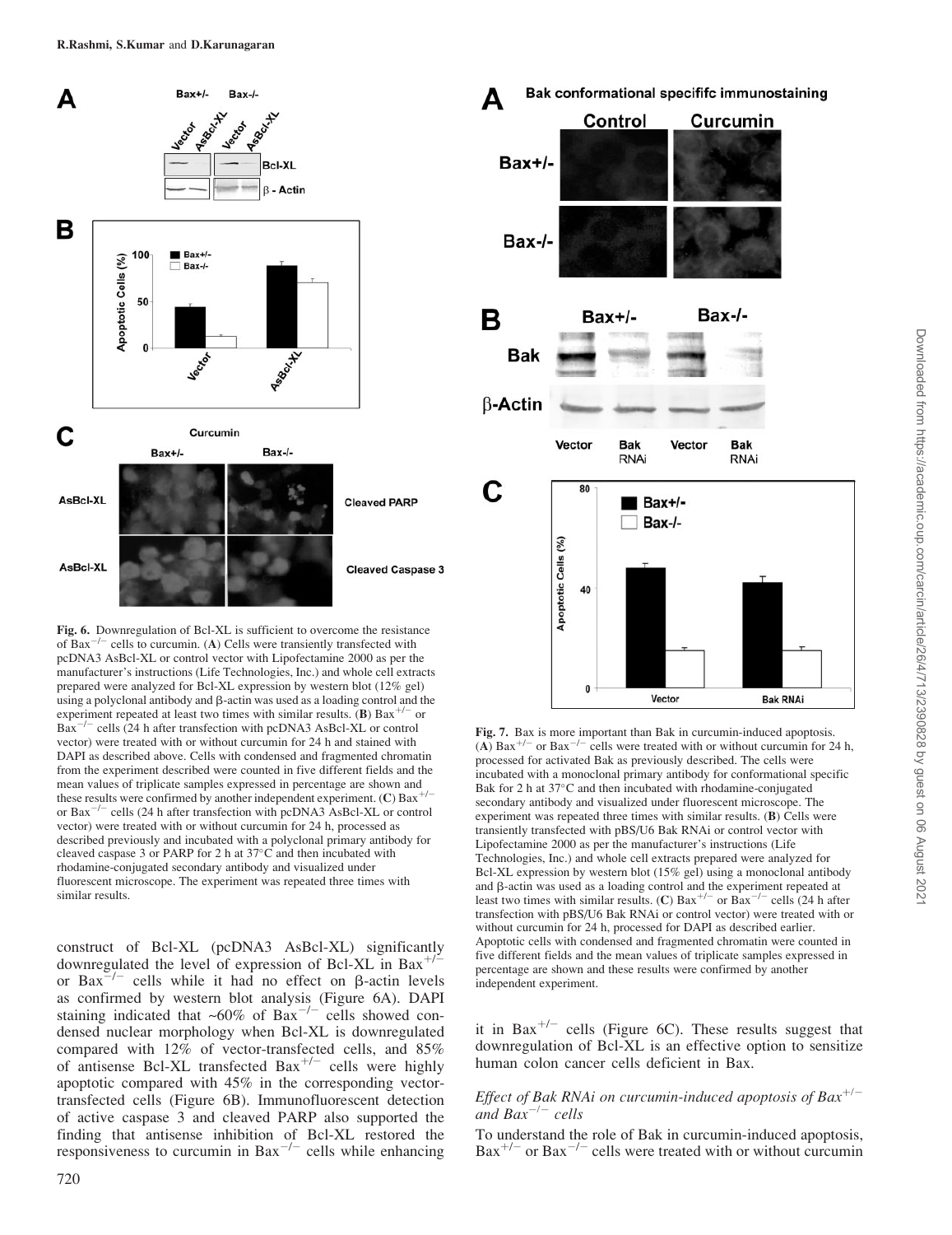**Fig. 6.** Downregulation of Bcl-XL is sufficient to overcome the resistance of $Bax^{-/-}$ cells to curcumin. (**A**) Cells were transiently transfected with pcDNA3 AsBcl-XL or control vector with Lipofectamine 2000 as per the manufacturer's instructions (Life Technologies, Inc.) and whole cell extracts prepared were analyzed for Bcl-XL expression by western blot (12% gel) using a polyclonal antibody and β-actin was used as a loading control and the experiment repeated at least two times with similar results. (**B**) $Bax^{+/-}$ or $Bax^{-/-}$ cells (24 h after transfection with pcDNA3 AsBcl-XL or control vector) were treated with or without curcumin for 24 h and stained with DAPI as described above. Cells with condensed and fragmented chromatin from the experiment described were counted in five different fields and the mean values of triplicate samples expressed in percentage are shown and these results were confirmed by another independent experiment. (**C**) $Bax^{+/-}$ or $Bax^{-/-}$ cells (24 h after transfection with pcDNA3 AsBcl-XL or control vector) were treated with or without curcumin for 24 h, processed as described previously and incubated with a polyclonal primary antibody for cleaved caspase 3 or PARP for 2 h at 37°C and then incubated with rhodamine-conjugated secondary antibody and visualized under fluorescent microscope. The experiment was repeated three times with similar results.

construct of Bcl-XL (pcDNA3 AsBcl-XL) significantly downregulated the level of expression of Bcl-XL in $Bax^{+/-}$ or $Bax^{-/-}$ cells while it had no effect on β-actin levels as confirmed by western blot analysis (Figure 6A). DAPI staining indicated that ~60% of $Bax^{-/-}$ cells showed condensed nuclear morphology when Bcl-XL is downregulated compared with 12% of vector-transfected cells, and 85% of antisense Bcl-XL transfected $Bax^{+/-}$ cells were highly apoptotic compared with 45% in the corresponding vector-transfected cells (Figure 6B). Immunofluorescent detection of active caspase 3 and cleaved PARP also supported the finding that antisense inhibition of Bcl-XL restored the responsiveness to curcumin in $Bax^{-/-}$ cells while enhancing it in $Bax^{+/-}$ cells (Figure 6C). These results suggest that downregulation of Bcl-XL is an effective option to sensitize human colon cancer cells deficient in Bax.

**Fig. 7.** Bax is more important than Bak in curcumin-induced apoptosis. (**A**) $Bax^{+/-}$ or $Bax^{-/-}$ cells were treated with or without curcumin for 24 h, processed for activated Bak as previously described. The cells were incubated with a monoclonal primary antibody for conformational specific Bak for 2 h at 37°C and then incubated with rhodamine-conjugated secondary antibody and visualized under fluorescent microscope. The experiment was repeated three times with similar results. (**B**) Cells were transiently transfected with pBS/U6 Bak RNAi or control vector with Lipofectamine 2000 as per the manufacturer's instructions (Life Technologies, Inc.) and whole cell extracts prepared were analyzed for Bcl-XL expression by western blot (15% gel) using a monoclonal antibody and β-actin was used as a loading control and the experiment repeated at least two times with similar results. (**C**) $Bax^{+/-}$ or $Bax^{-/-}$ cells (24 h after transfection with pBS/U6 Bak RNAi or control vector) were treated with or without curcumin for 24 h, processed for DAPI as described earlier. Apoptotic cells with condensed and fragmented chromatin were counted in five different fields and the mean values of triplicate samples expressed in percentage are shown and these results were confirmed by another independent experiment.

### *Effect of Bak RNAi on curcumin-induced apoptosis of $Bax^{+/-}$ and $Bax^{-/-}$ cells*

To understand the role of Bak in curcumin-induced apoptosis, $Bax^{+/-}$ or $Bax^{-/-}$ cells were treated with or without curcumin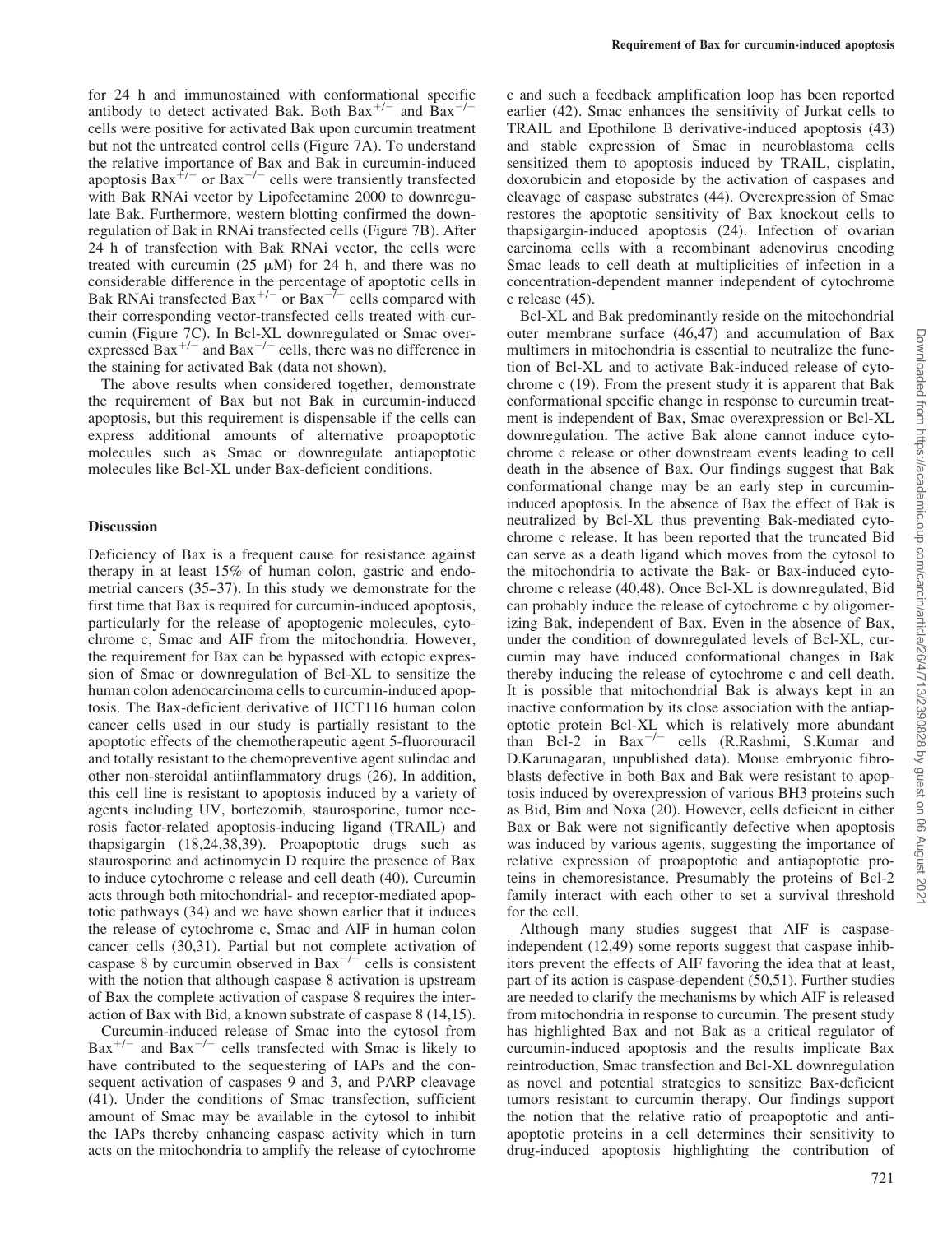for 24 h and immunostained with conformational specific antibody to detect activated Bak. Both $Bax^{+/-}$ and $Bax^{-/-}$ cells were positive for activated Bak upon curcumin treatment but not the untreated control cells (Figure 7A). To understand the relative importance of Bax and Bak in curcumin-induced apoptosis $Bax^{+/-}$ or $Bax^{-/-}$ cells were transiently transfected with Bak RNAi vector by Lipofectamine 2000 to downregulate Bak. Furthermore, western blotting confirmed the downregulation of Bak in RNAi transfected cells (Figure 7B). After 24 h of transfection with Bak RNAi vector, the cells were treated with curcumin (25 μM) for 24 h, and there was no considerable difference in the percentage of apoptotic cells in Bak RNAi transfected $Bax^{+/-}$ or $Bax^{-/-}$ cells compared with their corresponding vector-transfected cells treated with curcumin (Figure 7C). In Bcl-XL downregulated or Smac overexpressed $Bax^{+/-}$ and $Bax^{-/-}$ cells, there was no difference in the staining for activated Bak (data not shown).

The above results when considered together, demonstrate the requirement of Bax but not Bak in curcumin-induced apoptosis, but this requirement is dispensable if the cells can express additional amounts of alternative proapoptotic molecules such as Smac or downregulate antiapoptotic molecules like Bcl-XL under Bax-deficient conditions.

## Discussion

Deficiency of Bax is a frequent cause for resistance against therapy in at least 15% of human colon, gastric and endometrial cancers (35–37). In this study we demonstrate for the first time that Bax is required for curcumin-induced apoptosis, particularly for the release of apoptogenic molecules, cytochrome c, Smac and AIF from the mitochondria. However, the requirement for Bax can be bypassed with ectopic expression of Smac or downregulation of Bcl-XL to sensitize the human colon adenocarcinoma cells to curcumin-induced apoptosis. The Bax-deficient derivative of HCT116 human colon cancer cells used in our study is partially resistant to the apoptotic effects of the chemotherapeutic agent 5-fluorouracil and totally resistant to the chemopreventive agent sulindac and other non-steroidal antiinflammatory drugs (26). In addition, this cell line is resistant to apoptosis induced by a variety of agents including UV, bortezomib, staurosporine, tumor necrosis factor-related apoptosis-inducing ligand (TRAIL) and thapsigargin (18,24,38,39). Proapoptotic drugs such as staurosporine and actinomycin D require the presence of Bax to induce cytochrome c release and cell death (40). Curcumin acts through both mitochondrial- and receptor-mediated apoptotic pathways (34) and we have shown earlier that it induces the release of cytochrome c, Smac and AIF in human colon cancer cells (30,31). Partial but not complete activation of caspase 8 by curcumin observed in $Bax^{-/-}$ cells is consistent with the notion that although caspase 8 activation is upstream of Bax the complete activation of caspase 8 requires the interaction of Bax with Bid, a known substrate of caspase 8 (14,15).

Curcumin-induced release of Smac into the cytosol from $Bax^{+/-}$ and $Bax^{-/-}$ cells transfected with Smac is likely to have contributed to the sequestering of IAPs and the consequent activation of caspases 9 and 3, and PARP cleavage (41). Under the conditions of Smac transfection, sufficient amount of Smac may be available in the cytosol to inhibit the IAPs thereby enhancing caspase activity which in turn acts on the mitochondria to amplify the release of cytochrome c and such a feedback amplification loop has been reported earlier (42). Smac enhances the sensitivity of Jurkat cells to TRAIL and Epothilone B derivative-induced apoptosis (43) and stable expression of Smac in neuroblastoma cells sensitized them to apoptosis induced by TRAIL, cisplatin, doxorubicin and etoposide by the activation of caspases and cleavage of caspase substrates (44). Overexpression of Smac restores the apoptotic sensitivity of Bax knockout cells to thapsigargin-induced apoptosis (24). Infection of ovarian carcinoma cells with a recombinant adenovirus encoding Smac leads to cell death at multiplicities of infection in a concentration-dependent manner independent of cytochrome c release (45).

Bcl-XL and Bak predominantly reside on the mitochondrial outer membrane surface (46,47) and accumulation of Bax multimers in mitochondria is essential to neutralize the function of Bcl-XL and to activate Bak-induced release of cytochrome c (19). From the present study it is apparent that Bak conformational specific change in response to curcumin treatment is independent of Bax, Smac overexpression or Bcl-XL downregulation. The active Bak alone cannot induce cytochrome c release or other downstream events leading to cell death in the absence of Bax. Our findings suggest that Bak conformational change may be an early step in curcumin-induced apoptosis. In the absence of Bax the effect of Bak is neutralized by Bcl-XL thus preventing Bak-mediated cytochrome c release. It has been reported that the truncated Bid can serve as a death ligand which moves from the cytosol to the mitochondria to activate the Bak- or Bax-induced cytochrome c release (40,48). Once Bcl-XL is downregulated, Bid can probably induce the release of cytochrome c by oligomerizing Bak, independent of Bax. Even in the absence of Bax, under the condition of downregulated levels of Bcl-XL, curcumin may have induced conformational changes in Bak thereby inducing the release of cytochrome c and cell death. It is possible that mitochondrial Bak is always kept in an inactive conformation by its close association with the antiapoptotic protein Bcl-XL which is relatively more abundant than Bcl-2 in $Bax^{-/-}$ cells (R.Rashmi, S.Kumar and D.Karunagaran, unpublished data). Mouse embryonic fibroblasts defective in both Bax and Bak were resistant to apoptosis induced by overexpression of various BH3 proteins such as Bid, Bim and Noxa (20). However, cells deficient in either Bax or Bak were not significantly defective when apoptosis was induced by various agents, suggesting the importance of relative expression of proapoptotic and antiapoptotic proteins in chemoresistance. Presumably the proteins of Bcl-2 family interact with each other to set a survival threshold for the cell.

Although many studies suggest that AIF is caspase-independent (12,49) some reports suggest that caspase inhibitors prevent the effects of AIF favoring the idea that at least, part of its action is caspase-dependent (50,51). Further studies are needed to clarify the mechanisms by which AIF is released from mitochondria in response to curcumin. The present study has highlighted Bax and not Bak as a critical regulator of curcumin-induced apoptosis and the results implicate Bax reintroduction, Smac transfection and Bcl-XL downregulation as novel and potential strategies to sensitize Bax-deficient tumors resistant to curcumin therapy. Our findings support the notion that the relative ratio of proapoptotic and antiapoptotic proteins in a cell determines their sensitivity to drug-induced apoptosis highlighting the contribution of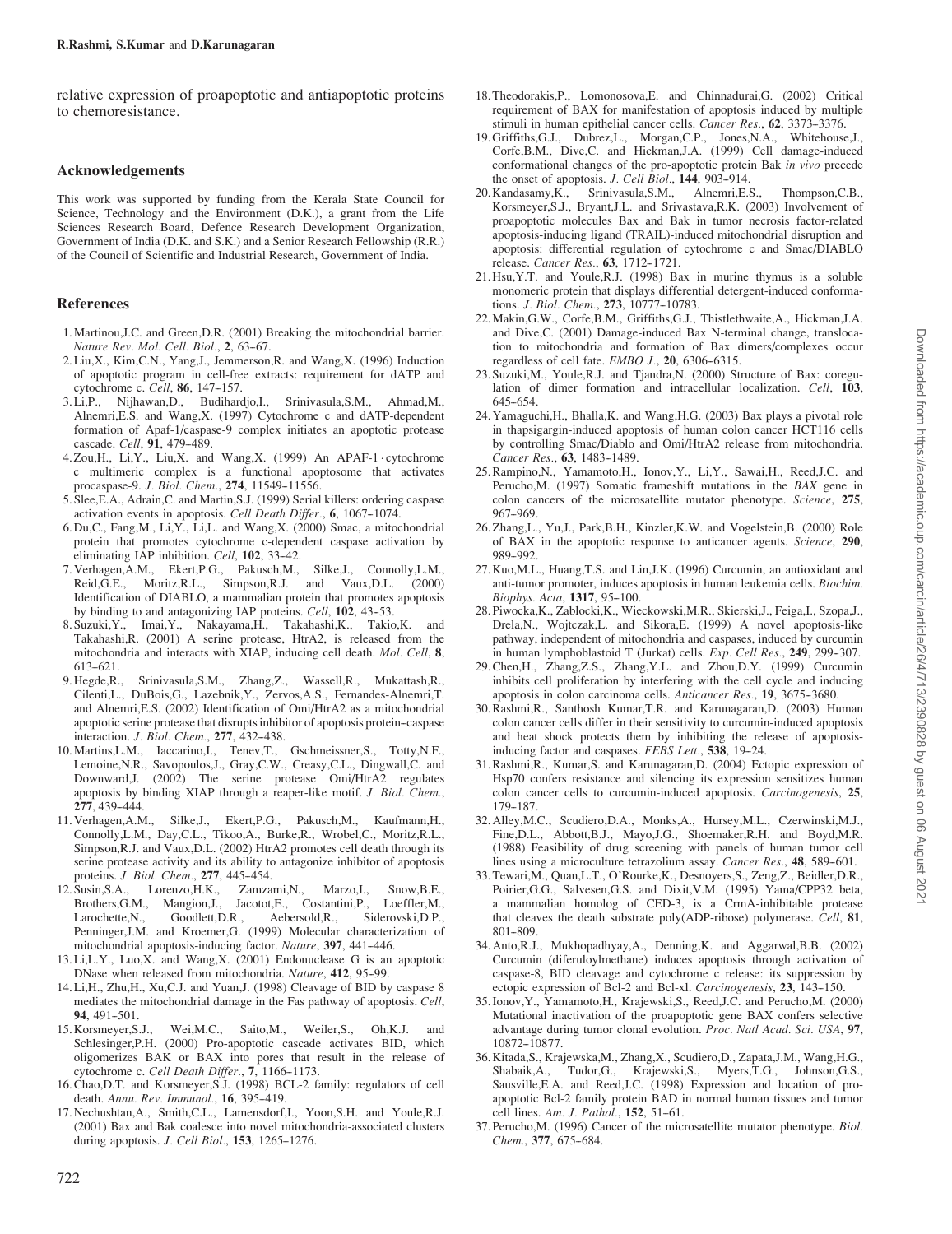relative expression of proapoptotic and antiapoptotic proteins to chemoresistance.

## Acknowledgements

This work was supported by funding from the Kerala State Council for Science, Technology and the Environment (D.K.), a grant from the Life Sciences Research Board, Defence Research Development Organization, Government of India (D.K. and S.K.) and a Senior Research Fellowship (R.R.) of the Council of Scientific and Industrial Research, Government of India.

## References

1. Martinou,J.C. and Green,D.R. (2001) Breaking the mitochondrial barrier. *Nature Rev. Mol. Cell. Biol.*, **2**, 63–67.
2. Liu,X., Kim,C.N., Yang,J., Jemmerson,R. and Wang,X. (1996) Induction of apoptotic program in cell-free extracts: requirement for dATP and cytochrome c. *Cell*, **86**, 147–157.
3. Li,P., Nijhawan,D., Budihardjo,I., Srinivasula,S.M., Ahmad,M., Alnemri,E.S. and Wang,X. (1997) Cytochrome c and dATP-dependent formation of Apaf-1/caspase-9 complex initiates an apoptotic protease cascade. *Cell*, **91**, 479–489.
4. Zou,H., Li,Y., Liu,X. and Wang,X. (1999) An APAF-1 · cytochrome c multimeric complex is a functional apoptosome that activates procaspase-9. *J. Biol. Chem.*, **274**, 11549–11556.
5. Slee,E.A., Adrain,C. and Martin,S.J. (1999) Serial killers: ordering caspase activation events in apoptosis. *Cell Death Differ.*, **6**, 1067–1074.
6. Du,C., Fang,M., Li,Y., Li,L. and Wang,X. (2000) Smac, a mitochondrial protein that promotes cytochrome c-dependent caspase activation by eliminating IAP inhibition. *Cell*, **102**, 33–42.
7. Verhagen,A.M., Ekert,P.G., Pakusch,M., Silke,J., Connolly,L.M., Reid,G.E., Moritz,R.L., Simpson,R.J. and Vaux,D.L. (2000) Identification of DIABLO, a mammalian protein that promotes apoptosis by binding to and antagonizing IAP proteins. *Cell*, **102**, 43–53.
8. Suzuki,Y., Imai,Y., Nakayama,H., Takahashi,K., Takio,K. and Takahashi,R. (2001) A serine protease, HtrA2, is released from the mitochondria and interacts with XIAP, inducing cell death. *Mol. Cell*, **8**, 613–621.
9. Hegde,R., Srinivasula,S.M., Zhang,Z., Wassell,R., Mukattash,R., Cilenti,L., DuBois,G., Lazebnik,Y., Zervos,A.S., Fernandes-Alnemri,T. and Alnemri,E.S. (2002) Identification of Omi/HtrA2 as a mitochondrial apoptotic serine protease that disrupts inhibitor of apoptosis protein–caspase interaction. *J. Biol. Chem.*, **277**, 432–438.
10. Martins,L.M., Iaccarino,I., Tenev,T., Gschmeissner,S., Totty,N.F., Lemoine,N.R., Savopoulos,J., Gray,C.W., Creasy,C.L., Dingwall,C. and Downward,J. (2002) The serine protease Omi/HtrA2 regulates apoptosis by binding XIAP through a reaper-like motif. *J. Biol. Chem.*, **277**, 439–444.
11. Verhagen,A.M., Silke,J., Ekert,P.G., Pakusch,M., Kaufmann,H., Connolly,L.M., Day,C.L., Tikoo,A., Burke,R., Wrobel,C., Moritz,R.L., Simpson,R.J. and Vaux,D.L. (2002) HtrA2 promotes cell death through its serine protease activity and its ability to antagonize inhibitor of apoptosis proteins. *J. Biol. Chem.*, **277**, 445–454.
12. Susin,S.A., Lorenzo,H.K., Zamzami,N., Marzo,I., Snow,B.E., Brothers,G.M., Mangion,J., Jacotot,E., Costantini,P., Loeffler,M., Larochette,N., Goodlett,D.R., Aebersold,R., Siderovski,D.P., Penninger,J.M. and Kroemer,G. (1999) Molecular characterization of mitochondrial apoptosis-inducing factor. *Nature*, **397**, 441–446.
13. Li,L.Y., Luo,X. and Wang,X. (2001) Endonuclease G is an apoptotic DNase when released from mitochondria. *Nature*, **412**, 95–99.
14. Li,H., Zhu,H., Xu,C.J. and Yuan,J. (1998) Cleavage of BID by caspase 8 mediates the mitochondrial damage in the Fas pathway of apoptosis. *Cell*, **94**, 491–501.
15. Korsmeyer,S.J., Wei,M.C., Saito,M., Weiler,S., Oh,K.J. and Schlesinger,P.H. (2000) Pro-apoptotic cascade activates BID, which oligomerizes BAK or BAX into pores that result in the release of cytochrome c. *Cell Death Differ.*, **7**, 1166–1173.
16. Chao,D.T. and Korsmeyer,S.J. (1998) BCL-2 family: regulators of cell death. *Annu. Rev. Immunol.*, **16**, 395–419.
17. Nechushtan,A., Smith,C.L., Lamensdorf,I., Yoon,S.H. and Youle,R.J. (2001) Bax and Bak coalesce into novel mitochondria-associated clusters during apoptosis. *J. Cell Biol.*, **153**, 1265–1276.
18. Theodorakis,P., Lomonosova,E. and Chinnadurai,G. (2002) Critical requirement of BAX for manifestation of apoptosis induced by multiple stimuli in human epithelial cancer cells. *Cancer Res.*, **62**, 3373–3376.
19. Griffiths,G.J., Dubrez,L., Morgan,C.P., Jones,N.A., Whitehouse,J., Corfe,B.M., Dive,C. and Hickman,J.A. (1999) Cell damage-induced conformational changes of the pro-apoptotic protein Bak *in vivo* precede the onset of apoptosis. *J. Cell Biol.*, **144**, 903–914.
20. Kandasamy,K., Srinivasula,S.M., Alnemri,E.S., Thompson,C.B., Korsmeyer,S.J., Bryant,J.L. and Srivastava,R.K. (2003) Involvement of proapoptotic molecules Bax and Bak in tumor necrosis factor-related apoptosis-inducing ligand (TRAIL)-induced mitochondrial disruption and apoptosis: differential regulation of cytochrome c and Smac/DIABLO release. *Cancer Res.*, **63**, 1712–1721.
21. Hsu,Y.T. and Youle,R.J. (1998) Bax in murine thymus is a soluble monomeric protein that displays differential detergent-induced conformations. *J. Biol. Chem.*, **273**, 10777–10783.
22. Makin,G.W., Corfe,B.M., Griffiths,G.J., Thistlethwaite,A., Hickman,J.A. and Dive,C. (2001) Damage-induced Bax N-terminal change, translocation to mitochondria and formation of Bax dimers/complexes occur regardless of cell fate. *EMBO J.*, **20**, 6306–6315.
23. Suzuki,M., Youle,R.J. and Tjandra,N. (2000) Structure of Bax: coregulation of dimer formation and intracellular localization. *Cell*, **103**, 645–654.
24. Yamaguchi,H., Bhalla,K. and Wang,H.G. (2003) Bax plays a pivotal role in thapsigargin-induced apoptosis of human colon cancer HCT116 cells by controlling Smac/Diablo and Omi/HtrA2 release from mitochondria. *Cancer Res.*, **63**, 1483–1489.
25. Rampino,N., Yamamoto,H., Ionov,Y., Li,Y., Sawai,H., Reed,J.C. and Perucho,M. (1997) Somatic frameshift mutations in the *BAX* gene in colon cancers of the microsatellite mutator phenotype. *Science*, **275**, 967–969.
26. Zhang,L., Yu,J., Park,B.H., Kinzler,K.W. and Vogelstein,B. (2000) Role of BAX in the apoptotic response to anticancer agents. *Science*, **290**, 989–992.
27. Kuo,M.L., Huang,T.S. and Lin,J.K. (1996) Curcumin, an antioxidant and anti-tumor promoter, induces apoptosis in human leukemia cells. *Biochim. Biophys. Acta*, **1317**, 95–100.
28. Piwocka,K., Zablocki,K., Wieckowski,M.R., Skierski,J., Feiga,I., Szopa,J., Drela,N., Wojtczak,L. and Sikora,E. (1999) A novel apoptosis-like pathway, independent of mitochondria and caspases, induced by curcumin in human lymphoblastoid T (Jurkat) cells. *Exp. Cell Res.*, **249**, 299–307.
29. Chen,H., Zhang,Z.S., Zhang,Y.L. and Zhou,D.Y. (1999) Curcumin inhibits cell proliferation by interfering with the cell cycle and inducing apoptosis in colon carcinoma cells. *Anticancer Res.*, **19**, 3675–3680.
30. Rashmi,R., Santhosh Kumar,T.R. and Karunagaran,D. (2003) Human colon cancer cells differ in their sensitivity to curcumin-induced apoptosis and heat shock protects them by inhibiting the release of apoptosis-inducing factor and caspases. *FEBS Lett.*, **538**, 19–24.
31. Rashmi,R., Kumar,S. and Karunagaran,D. (2004) Ectopic expression of Hsp70 confers resistance and silencing its expression sensitizes human colon cancer cells to curcumin-induced apoptosis. *Carcinogenesis*, **25**, 179–187.
32. Alley,M.C., Scudiero,D.A., Monks,A., Hursey,M.L., Czerwinski,M.J., Fine,D.L., Abbott,B.J., Mayo,J.G., Shoemaker,R.H. and Boyd,M.R. (1988) Feasibility of drug screening with panels of human tumor cell lines using a microculture tetrazolium assay. *Cancer Res.*, **48**, 589–601.
33. Tewari,M., Quan,L.T., O'Rourke,K., Desnoyers,S., Zeng,Z., Beidler,D.R., Poirier,G.G., Salvesen,G.S. and Dixit,V.M. (1995) Yama/CPP32 beta, a mammalian homolog of CED-3, is a CrmA-inhibitable protease that cleaves the death substrate poly(ADP-ribose) polymerase. *Cell*, **81**, 801–809.
34. Anto,R.J., Mukhopadhyay,A., Denning,K. and Aggarwal,B.B. (2002) Curcumin (diferuloylmethane) induces apoptosis through activation of caspase-8, BID cleavage and cytochrome c release: its suppression by ectopic expression of Bcl-2 and Bcl-xl. *Carcinogenesis*, **23**, 143–150.
35. Ionov,Y., Yamamoto,H., Krajewski,S., Reed,J.C. and Perucho,M. (2000) Mutational inactivation of the proapoptotic gene BAX confers selective advantage during tumor clonal evolution. *Proc. Natl Acad. Sci. USA*, **97**, 10872–10877.
36. Kitada,S., Krajewska,M., Zhang,X., Scudiero,D., Zapata,J.M., Wang,H.G., Shabaik,A., Tudor,G., Krajewski,S., Myers,T.G., Johnson,G.S., Sausville,E.A. and Reed,J.C. (1998) Expression and location of proapoptotic Bcl-2 family protein BAD in normal human tissues and tumor cell lines. *Am. J. Pathol.*, **152**, 51–61.
37. Perucho,M. (1996) Cancer of the microsatellite mutator phenotype. *Biol. Chem.*, **377**, 675–684.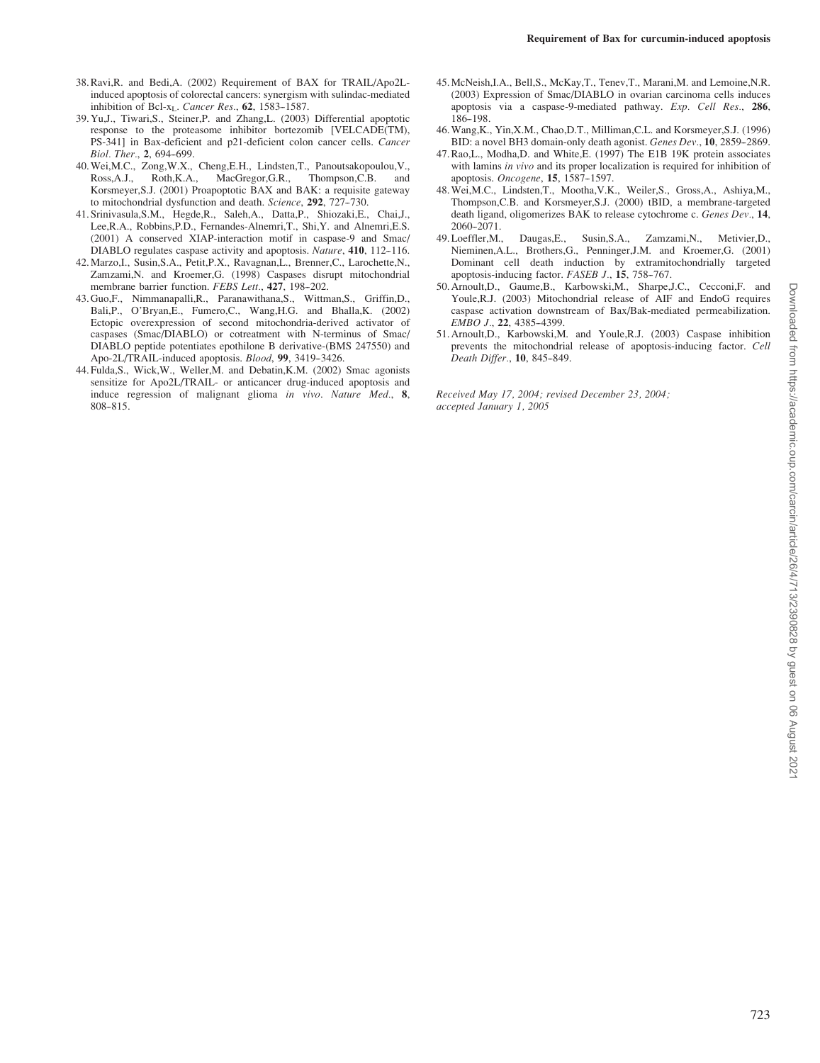38. Ravi,R. and Bedi,A. (2002) Requirement of BAX for TRAIL/Apo2L-induced apoptosis of colorectal cancers: synergism with sulindac-mediated inhibition of Bcl-$x_L$. *Cancer Res.*, **62**, 1583–1587.
39. Yu,J., Tiwari,S., Steiner,P. and Zhang,L. (2003) Differential apoptotic response to the proteasome inhibitor bortezomib [VELCADE(TM), PS-341] in Bax-deficient and p21-deficient colon cancer cells. *Cancer Biol. Ther.*, **2**, 694–699.
40. Wei,M.C., Zong,W.X., Cheng,E.H., Lindsten,T., Panoutsakopoulou,V., Ross,A.J., Roth,K.A., MacGregor,G.R., Thompson,C.B. and Korsmeyer,S.J. (2001) Proapoptotic BAX and BAK: a requisite gateway to mitochondrial dysfunction and death. *Science*, **292**, 727–730.
41. Srinivasula,S.M., Hegde,R., Saleh,A., Datta,P., Shiozaki,E., Chai,J., Lee,R.A., Robbins,P.D., Fernandes-Alnemri,T., Shi,Y. and Alnemri,E.S. (2001) A conserved XIAP-interaction motif in caspase-9 and Smac/DIABLO regulates caspase activity and apoptosis. *Nature*, **410**, 112–116.
42. Marzo,I., Susin,S.A., Petit,P.X., Ravagnan,L., Brenner,C., Larochette,N., Zamzami,N. and Kroemer,G. (1998) Caspases disrupt mitochondrial membrane barrier function. *FEBS Lett.*, **427**, 198–202.
43. Guo,F., Nimmanapalli,R., Paranawithana,S., Wittman,S., Griffin,D., Bali,P., O'Bryan,E., Fumero,C., Wang,H.G. and Bhalla,K. (2002) Ectopic overexpression of second mitochondria-derived activator of caspases (Smac/DIABLO) or cotreatment with N-terminus of Smac/DIABLO peptide potentiates epothilone B derivative-(BMS 247550) and Apo-2L/TRAIL-induced apoptosis. *Blood*, **99**, 3419–3426.
44. Fulda,S., Wick,W., Weller,M. and Debatin,K.M. (2002) Smac agonists sensitize for Apo2L/TRAIL- or anticancer drug-induced apoptosis and induce regression of malignant glioma *in vivo*. *Nature Med.*, **8**, 808–815.
45. McNeish,I.A., Bell,S., McKay,T., Tenev,T., Marani,M. and Lemoine,N.R. (2003) Expression of Smac/DIABLO in ovarian carcinoma cells induces apoptosis via a caspase-9-mediated pathway. *Exp. Cell Res.*, **286**, 186–198.
46. Wang,K., Yin,X.M., Chao,D.T., Milliman,C.L. and Korsmeyer,S.J. (1996) BID: a novel BH3 domain-only death agonist. *Genes Dev.*, **10**, 2859–2869.
47. Rao,L., Modha,D. and White,E. (1997) The E1B 19K protein associates with lamins *in vivo* and its proper localization is required for inhibition of apoptosis. *Oncogene*, **15**, 1587–1597.
48. Wei,M.C., Lindsten,T., Mootha,V.K., Weiler,S., Gross,A., Ashiya,M., Thompson,C.B. and Korsmeyer,S.J. (2000) tBID, a membrane-targeted death ligand, oligomerizes BAK to release cytochrome c. *Genes Dev.*, **14**, 2060–2071.
49. Loeffler,M., Daugas,E., Susin,S.A., Zamzami,N., Metivier,D., Nieminen,A.L., Brothers,G., Penninger,J.M. and Kroemer,G. (2001) Dominant cell death induction by extramitochondrially targeted apoptosis-inducing factor. *FASEB J.*, **15**, 758–767.
50. Arnoult,D., Gaume,B., Karbowski,M., Sharpe,J.C., Cecconi,F. and Youle,R.J. (2003) Mitochondrial release of AIF and EndoG requires caspase activation downstream of Bax/Bak-mediated permeabilization. *EMBO J.*, **22**, 4385–4399.
51. Arnoult,D., Karbowski,M. and Youle,R.J. (2003) Caspase inhibition prevents the mitochondrial release of apoptosis-inducing factor. *Cell Death Differ.*, **10**, 845–849.

*Received May 17, 2004; revised December 23, 2004; accepted January 1, 2005*